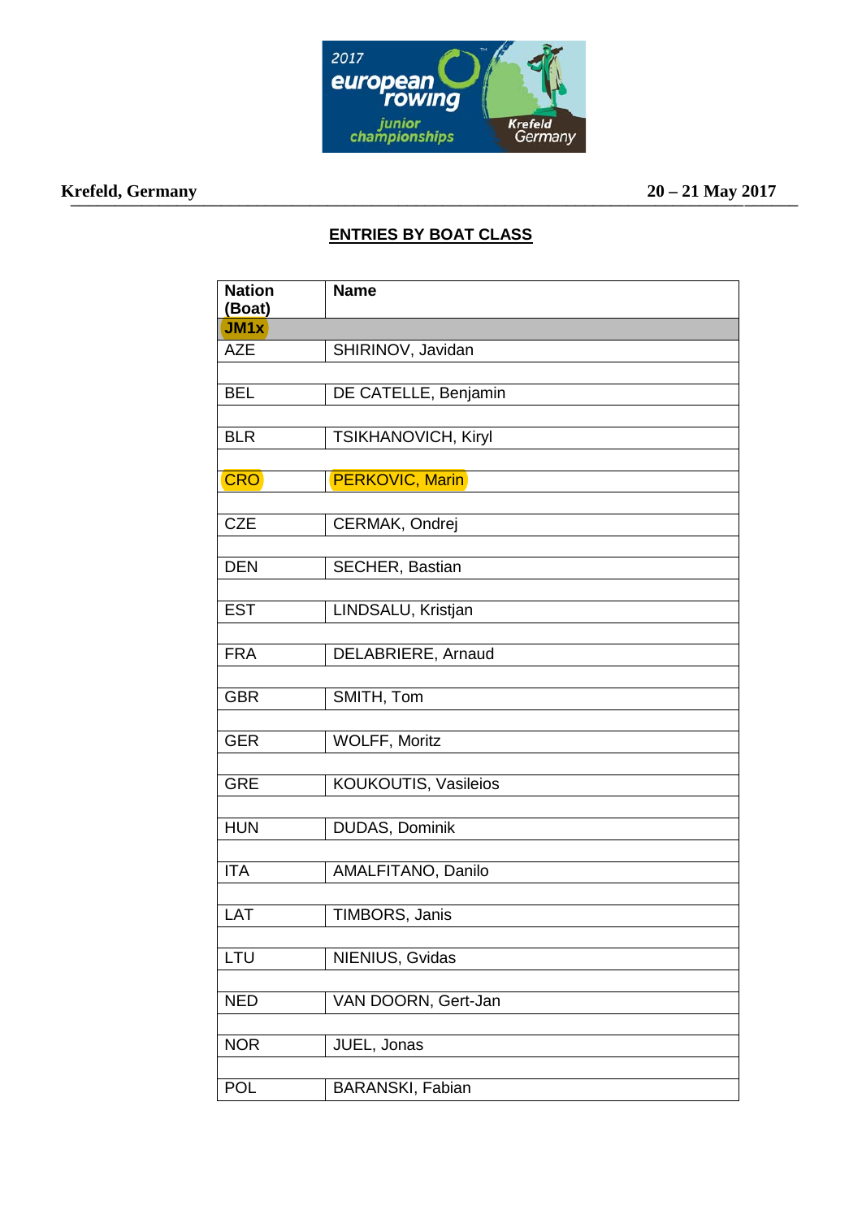Krefeld, Germany 20 – 21 May 2017

## ENTRIES BY BOAT CLASS

| Nation (Boat) | Name |
|---|---|
| **JM1x** | |
| AZE | SHIRINOV, Javidan |
| BEL | DE CATELLE, Benjamin |
| BLR | TSIKHANOVICH, Kiryl |
| CRO | PERKOVIC, Marin |
| CZE | CERMAK, Ondrej |
| DEN | SECHER, Bastian |
| EST | LINDSALU, Kristjan |
| FRA | DELABRIERE, Arnaud |
| GBR | SMITH, Tom |
| GER | WOLFF, Moritz |
| GRE | KOUKOUTIS, Vasileios |
| HUN | DUDAS, Dominik |
| ITA | AMALFITANO, Danilo |
| LAT | TIMBORS, Janis |
| LTU | NIENIUS, Gvidas |
| NED | VAN DOORN, Gert-Jan |
| NOR | JUEL, Jonas |
| POL | BARANSKI, Fabian |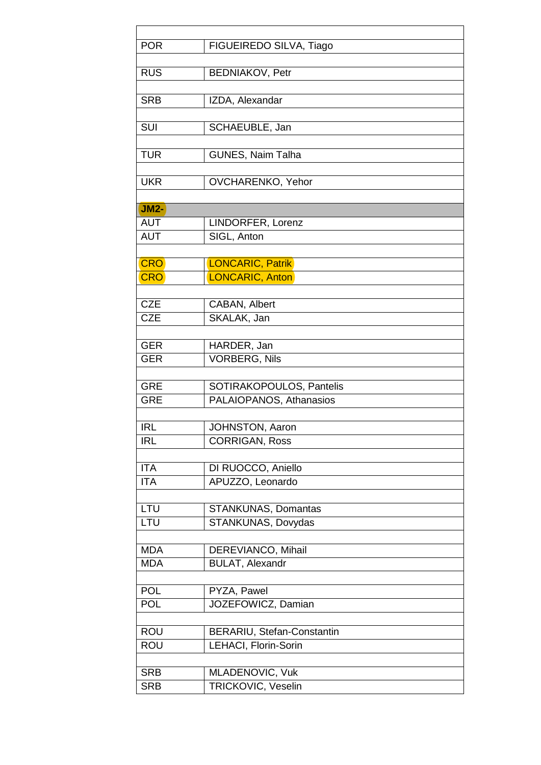| | |
|---|---|
| POR | FIGUEIREDO SILVA, Tiago |
| | |
| RUS | BEDNIAKOV, Petr |
| | |
| SRB | IZDA, Alexandar |
| | |
| SUI | SCHAEUBLE, Jan |
| | |
| TUR | GUNES, Naim Talha |
| | |
| UKR | OVCHARENKO, Yehor |
| | |
| **JM2-** | |
| AUT | LINDORFER, Lorenz |
| AUT | SIGL, Anton |
| | |
| CRO | LONCARIC, Patrik |
| CRO | LONCARIC, Anton |
| | |
| CZE | CABAN, Albert |
| CZE | SKALAK, Jan |
| | |
| GER | HARDER, Jan |
| GER | VORBERG, Nils |
| | |
| GRE | SOTIRAKOPOULOS, Pantelis |
| GRE | PALAIOPANOS, Athanasios |
| | |
| IRL | JOHNSTON, Aaron |
| IRL | CORRIGAN, Ross |
| | |
| ITA | DI RUOCCO, Aniello |
| ITA | APUZZO, Leonardo |
| | |
| LTU | STANKUNAS, Domantas |
| LTU | STANKUNAS, Dovydas |
| | |
| MDA | DEREVIANCO, Mihail |
| MDA | BULAT, Alexandr |
| | |
| POL | PYZA, Pawel |
| POL | JOZEFOWICZ, Damian |
| | |
| ROU | BERARIU, Stefan-Constantin |
| ROU | LEHACI, Florin-Sorin |
| | |
| SRB | MLADENOVIC, Vuk |
| SRB | TRICKOVIC, Veselin |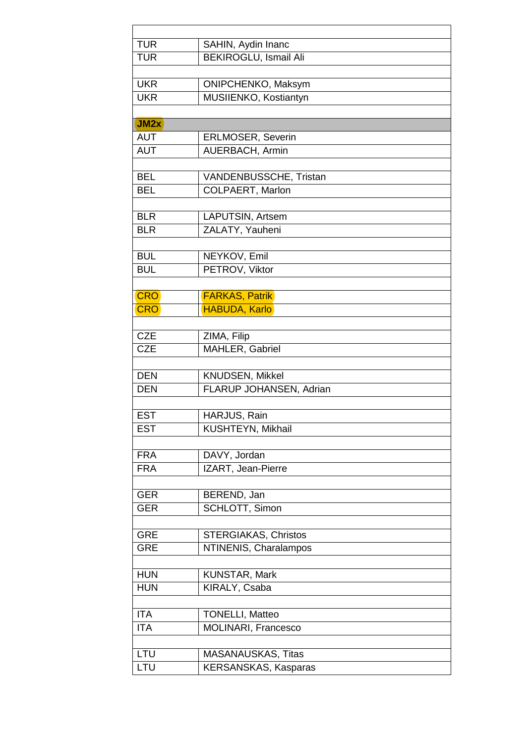| | |
|---|---|
| TUR | SAHIN, Aydin Inanc |
| TUR | BEKIROGLU, Ismail Ali |
| | |
| UKR | ONIPCHENKO, Maksym |
| UKR | MUSIIENKO, Kostiantyn |
| | |
| **JM2x** | |
| AUT | ERLMOSER, Severin |
| AUT | AUERBACH, Armin |
| | |
| BEL | VANDENBUSSCHE, Tristan |
| BEL | COLPAERT, Marlon |
| | |
| BLR | LAPUTSIN, Artsem |
| BLR | ZALATY, Yauheni |
| | |
| BUL | NEYKOV, Emil |
| BUL | PETROV, Viktor |
| | |
| CRO | FARKAS, Patrik |
| CRO | HABUDA, Karlo |
| | |
| CZE | ZIMA, Filip |
| CZE | MAHLER, Gabriel |
| | |
| DEN | KNUDSEN, Mikkel |
| DEN | FLARUP JOHANSEN, Adrian |
| | |
| EST | HARJUS, Rain |
| EST | KUSHTEYN, Mikhail |
| | |
| FRA | DAVY, Jordan |
| FRA | IZART, Jean-Pierre |
| | |
| GER | BEREND, Jan |
| GER | SCHLOTT, Simon |
| | |
| GRE | STERGIAKAS, Christos |
| GRE | NTINENIS, Charalampos |
| | |
| HUN | KUNSTAR, Mark |
| HUN | KIRALY, Csaba |
| | |
| ITA | TONELLI, Matteo |
| ITA | MOLINARI, Francesco |
| | |
| LTU | MASANAUSKAS, Titas |
| LTU | KERSANSKAS, Kasparas |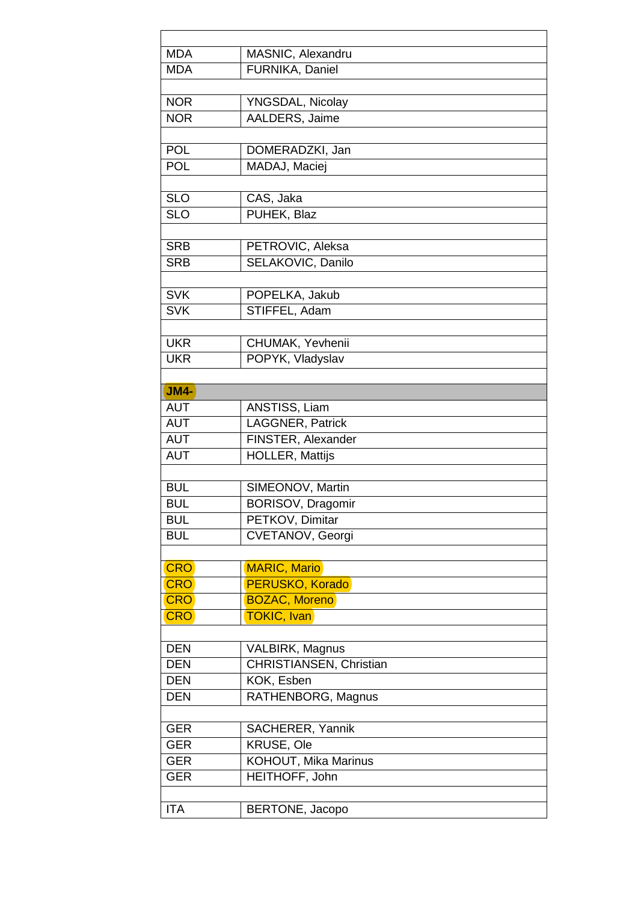| | |
|---|---|
| MDA | MASNIC, Alexandru |
| MDA | FURNIKA, Daniel |
| | |
| NOR | YNGSDAL, Nicolay |
| NOR | AALDERS, Jaime |
| | |
| POL | DOMERADZKI, Jan |
| POL | MADAJ, Maciej |
| | |
| SLO | CAS, Jaka |
| SLO | PUHEK, Blaz |
| | |
| SRB | PETROVIC, Aleksa |
| SRB | SELAKOVIC, Danilo |
| | |
| SVK | POPELKA, Jakub |
| SVK | STIFFEL, Adam |
| | |
| UKR | CHUMAK, Yevhenii |
| UKR | POPYK, Vladyslav |
| | |
| **JM4-** | |
| AUT | ANSTISS, Liam |
| AUT | LAGGNER, Patrick |
| AUT | FINSTER, Alexander |
| AUT | HOLLER, Mattijs |
| | |
| BUL | SIMEONOV, Martin |
| BUL | BORISOV, Dragomir |
| BUL | PETKOV, Dimitar |
| BUL | CVETANOV, Georgi |
| | |
| CRO | MARIC, Mario |
| CRO | PERUSKO, Korado |
| CRO | BOZAC, Moreno |
| CRO | TOKIC, Ivan |
| | |
| DEN | VALBIRK, Magnus |
| DEN | CHRISTIANSEN, Christian |
| DEN | KOK, Esben |
| DEN | RATHENBORG, Magnus |
| | |
| GER | SACHERER, Yannik |
| GER | KRUSE, Ole |
| GER | KOHOUT, Mika Marinus |
| GER | HEITHOFF, John |
| | |
| ITA | BERTONE, Jacopo |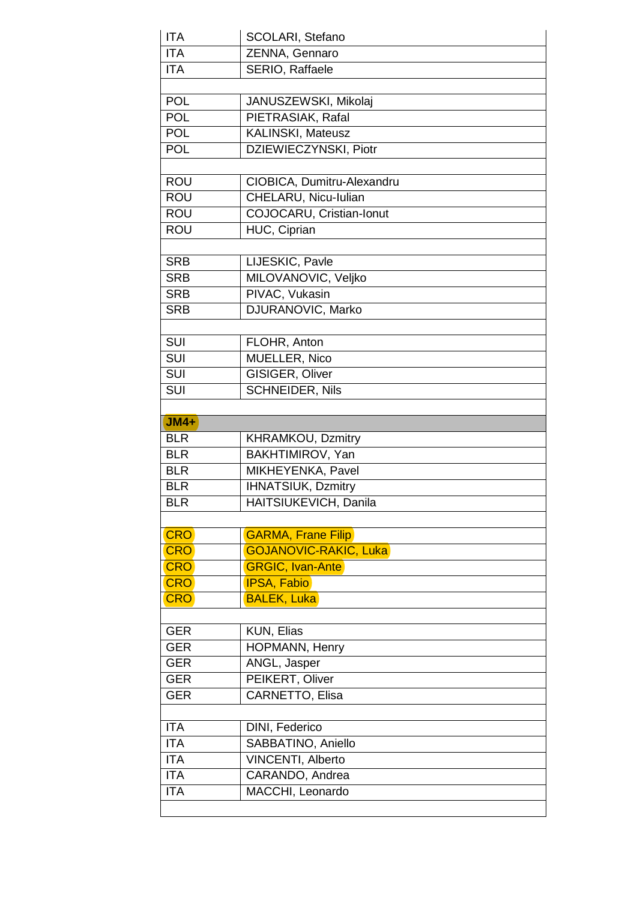| | |
|---|---|
| ITA | SCOLARI, Stefano |
| ITA | ZENNA, Gennaro |
| ITA | SERIO, Raffaele |
| | |
| POL | JANUSZEWSKI, Mikolaj |
| POL | PIETRASIAK, Rafal |
| POL | KALINSKI, Mateusz |
| POL | DZIEWIECZYNSKI, Piotr |
| | |
| ROU | CIOBICA, Dumitru-Alexandru |
| ROU | CHELARU, Nicu-Iulian |
| ROU | COJOCARU, Cristian-Ionut |
| ROU | HUC, Ciprian |
| | |
| SRB | LIJESKIC, Pavle |
| SRB | MILOVANOVIC, Veljko |
| SRB | PIVAC, Vukasin |
| SRB | DJURANOVIC, Marko |
| | |
| SUI | FLOHR, Anton |
| SUI | MUELLER, Nico |
| SUI | GISIGER, Oliver |
| SUI | SCHNEIDER, Nils |
| | |
| **JM4+** | |
| BLR | KHRAMKOU, Dzmitry |
| BLR | BAKHTIMIROV, Yan |
| BLR | MIKHEYENKA, Pavel |
| BLR | IHNATSIUK, Dzmitry |
| BLR | HAITSIUKEVICH, Danila |
| | |
| CRO | GARMA, Frane Filip |
| CRO | GOJANOVIC-RAKIC, Luka |
| CRO | GRGIC, Ivan-Ante |
| CRO | IPSA, Fabio |
| CRO | BALEK, Luka |
| | |
| GER | KUN, Elias |
| GER | HOPMANN, Henry |
| GER | ANGL, Jasper |
| GER | PEIKERT, Oliver |
| GER | CARNETTO, Elisa |
| | |
| ITA | DINI, Federico |
| ITA | SABBATINO, Aniello |
| ITA | VINCENTI, Alberto |
| ITA | CARANDO, Andrea |
| ITA | MACCHI, Leonardo |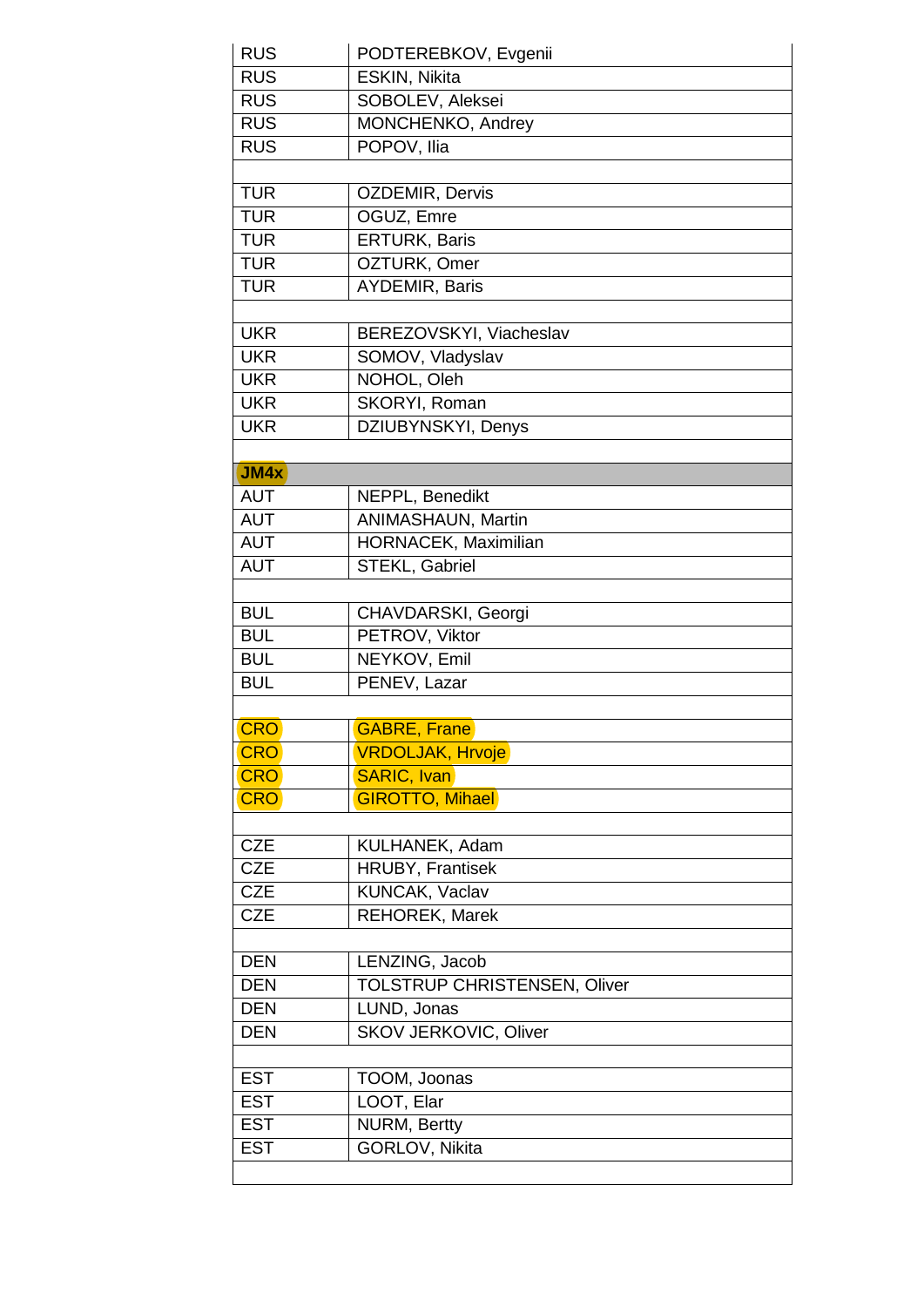| | |
|---|---|
| RUS | PODTEREBKOV, Evgenii |
| RUS | ESKIN, Nikita |
| RUS | SOBOLEV, Aleksei |
| RUS | MONCHENKO, Andrey |
| RUS | POPOV, Ilia |
| | |
| TUR | OZDEMIR, Dervis |
| TUR | OGUZ, Emre |
| TUR | ERTURK, Baris |
| TUR | OZTURK, Omer |
| TUR | AYDEMIR, Baris |
| | |
| UKR | BEREZOVSKYI, Viacheslav |
| UKR | SOMOV, Vladyslav |
| UKR | NOHOL, Oleh |
| UKR | SKORYI, Roman |
| UKR | DZIUBYNSKYI, Denys |
| | |
| **JM4x** | |
| AUT | NEPPL, Benedikt |
| AUT | ANIMASHAUN, Martin |
| AUT | HORNACEK, Maximilian |
| AUT | STEKL, Gabriel |
| | |
| BUL | CHAVDARSKI, Georgi |
| BUL | PETROV, Viktor |
| BUL | NEYKOV, Emil |
| BUL | PENEV, Lazar |
| | |
| CRO | GABRE, Frane |
| CRO | VRDOLJAK, Hrvoje |
| CRO | SARIC, Ivan |
| CRO | GIROTTO, Mihael |
| | |
| CZE | KULHANEK, Adam |
| CZE | HRUBY, Frantisek |
| CZE | KUNCAK, Vaclav |
| CZE | REHOREK, Marek |
| | |
| DEN | LENZING, Jacob |
| DEN | TOLSTRUP CHRISTENSEN, Oliver |
| DEN | LUND, Jonas |
| DEN | SKOV JERKOVIC, Oliver |
| | |
| EST | TOOM, Joonas |
| EST | LOOT, Elar |
| EST | NURM, Bertty |
| EST | GORLOV, Nikita |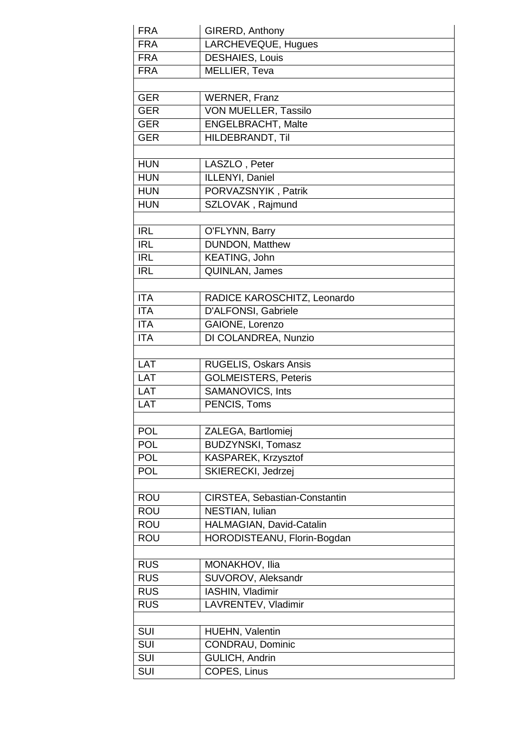| FRA | GIRERD, Anthony |
|---|---|
| FRA | LARCHEVEQUE, Hugues |
| FRA | DESHAIES, Louis |
| FRA | MELLIER, Teva |
| | |
| GER | WERNER, Franz |
| GER | VON MUELLER, Tassilo |
| GER | ENGELBRACHT, Malte |
| GER | HILDEBRANDT, Til |
| | |
| HUN | LASZLO , Peter |
| HUN | ILLENYI, Daniel |
| HUN | PORVAZSNYIK , Patrik |
| HUN | SZLOVAK , Rajmund |
| | |
| IRL | O'FLYNN, Barry |
| IRL | DUNDON, Matthew |
| IRL | KEATING, John |
| IRL | QUINLAN, James |
| | |
| ITA | RADICE KAROSCHITZ, Leonardo |
| ITA | D'ALFONSI, Gabriele |
| ITA | GAIONE, Lorenzo |
| ITA | DI COLANDREA, Nunzio |
| | |
| LAT | RUGELIS, Oskars Ansis |
| LAT | GOLMEISTERS, Peteris |
| LAT | SAMANOVICS, Ints |
| LAT | PENCIS, Toms |
| | |
| POL | ZALEGA, Bartlomiej |
| POL | BUDZYNSKI, Tomasz |
| POL | KASPAREK, Krzysztof |
| POL | SKIERECKI, Jedrzej |
| | |
| ROU | CIRSTEA, Sebastian-Constantin |
| ROU | NESTIAN, Iulian |
| ROU | HALMAGIAN, David-Catalin |
| ROU | HORODISTEANU, Florin-Bogdan |
| | |
| RUS | MONAKHOV, Ilia |
| RUS | SUVOROV, Aleksandr |
| RUS | IASHIN, Vladimir |
| RUS | LAVRENTEV, Vladimir |
| | |
| SUI | HUEHN, Valentin |
| SUI | CONDRAU, Dominic |
| SUI | GULICH, Andrin |
| SUI | COPES, Linus |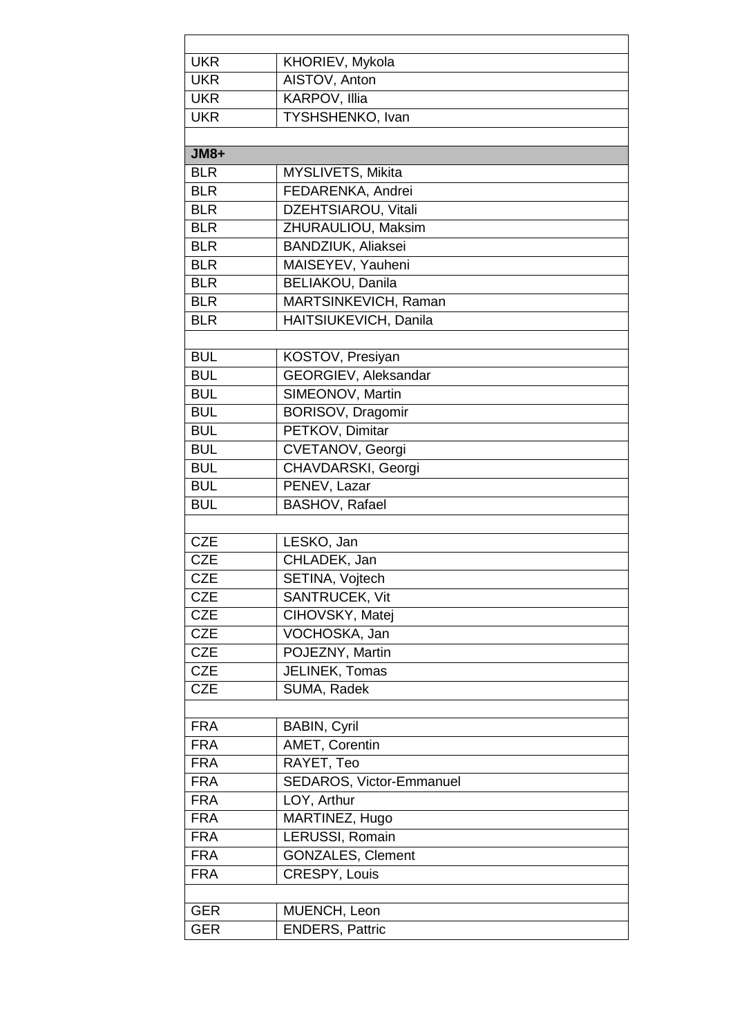| | |
|---|---|
| UKR | KHORIEV, Mykola |
| UKR | AISTOV, Anton |
| UKR | KARPOV, Illia |
| UKR | TYSHSHENKO, Ivan |
| | |
| **JM8+** | |
| BLR | MYSLIVETS, Mikita |
| BLR | FEDARENKA, Andrei |
| BLR | DZEHTSIAROU, Vitali |
| BLR | ZHURAULIOU, Maksim |
| BLR | BANDZIUK, Aliaksei |
| BLR | MAISEYEV, Yauheni |
| BLR | BELIAKOU, Danila |
| BLR | MARTSINKEVICH, Raman |
| BLR | HAITSIUKEVICH, Danila |
| | |
| BUL | KOSTOV, Presiyan |
| BUL | GEORGIEV, Aleksandar |
| BUL | SIMEONOV, Martin |
| BUL | BORISOV, Dragomir |
| BUL | PETKOV, Dimitar |
| BUL | CVETANOV, Georgi |
| BUL | CHAVDARSKI, Georgi |
| BUL | PENEV, Lazar |
| BUL | BASHOV, Rafael |
| | |
| CZE | LESKO, Jan |
| CZE | CHLADEK, Jan |
| CZE | SETINA, Vojtech |
| CZE | SANTRUCEK, Vit |
| CZE | CIHOVSKY, Matej |
| CZE | VOCHOSKA, Jan |
| CZE | POJEZNY, Martin |
| CZE | JELINEK, Tomas |
| CZE | SUMA, Radek |
| | |
| FRA | BABIN, Cyril |
| FRA | AMET, Corentin |
| FRA | RAYET, Teo |
| FRA | SEDAROS, Victor-Emmanuel |
| FRA | LOY, Arthur |
| FRA | MARTINEZ, Hugo |
| FRA | LERUSSI, Romain |
| FRA | GONZALES, Clement |
| FRA | CRESPY, Louis |
| | |
| GER | MUENCH, Leon |
| GER | ENDERS, Pattric |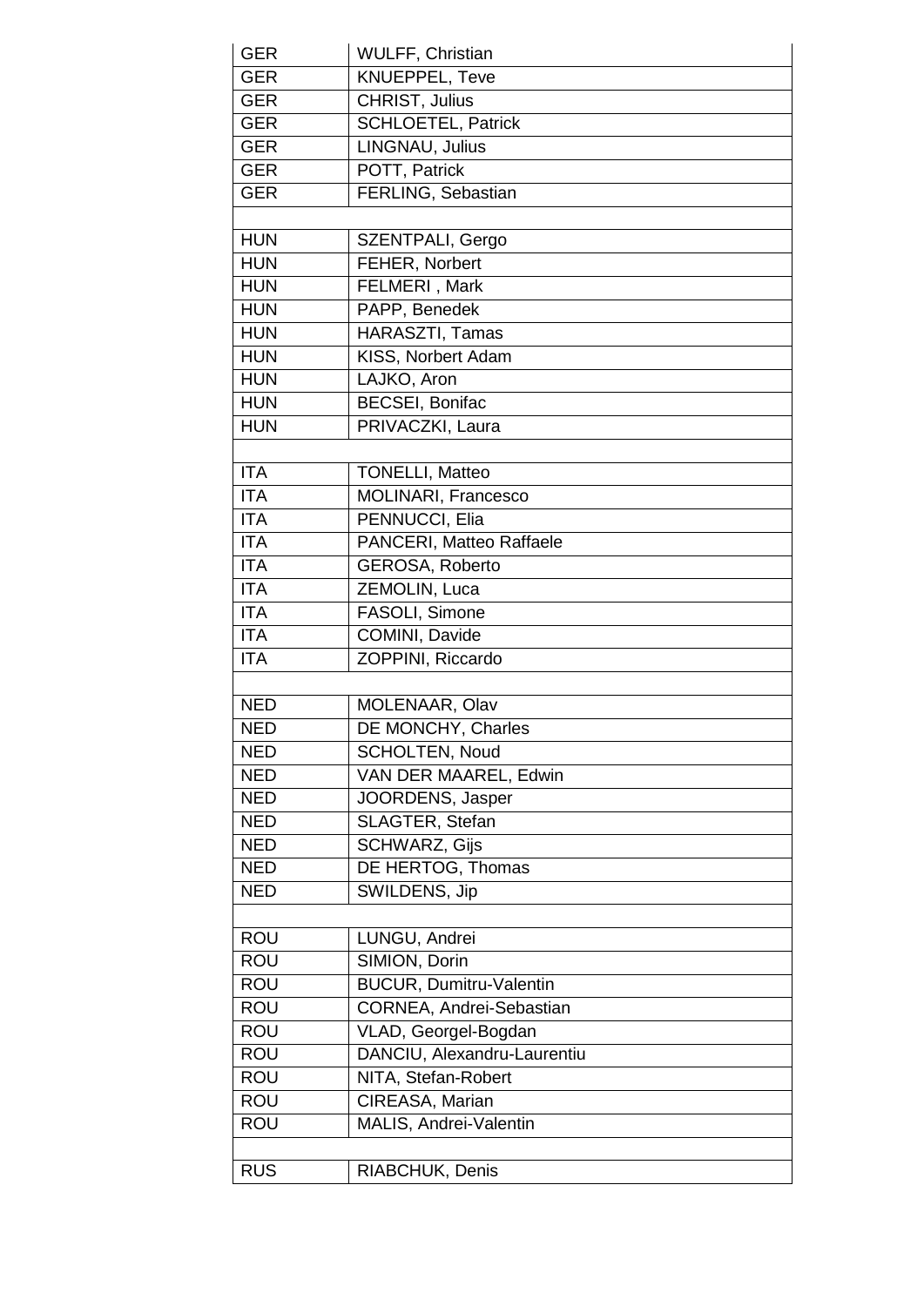| GER | WULFF, Christian |
|---|---|
| GER | KNUEPPEL, Teve |
| GER | CHRIST, Julius |
| GER | SCHLOETEL, Patrick |
| GER | LINGNAU, Julius |
| GER | POTT, Patrick |
| GER | FERLING, Sebastian |
| | |
| HUN | SZENTPALI, Gergo |
| HUN | FEHER, Norbert |
| HUN | FELMERI , Mark |
| HUN | PAPP, Benedek |
| HUN | HARASZTI, Tamas |
| HUN | KISS, Norbert Adam |
| HUN | LAJKO, Aron |
| HUN | BECSEI, Bonifac |
| HUN | PRIVACZKI, Laura |
| | |
| ITA | TONELLI, Matteo |
| ITA | MOLINARI, Francesco |
| ITA | PENNUCCI, Elia |
| ITA | PANCERI, Matteo Raffaele |
| ITA | GEROSA, Roberto |
| ITA | ZEMOLIN, Luca |
| ITA | FASOLI, Simone |
| ITA | COMINI, Davide |
| ITA | ZOPPINI, Riccardo |
| | |
| NED | MOLENAAR, Olav |
| NED | DE MONCHY, Charles |
| NED | SCHOLTEN, Noud |
| NED | VAN DER MAAREL, Edwin |
| NED | JOORDENS, Jasper |
| NED | SLAGTER, Stefan |
| NED | SCHWARZ, Gijs |
| NED | DE HERTOG, Thomas |
| NED | SWILDENS, Jip |
| | |
| ROU | LUNGU, Andrei |
| ROU | SIMION, Dorin |
| ROU | BUCUR, Dumitru-Valentin |
| ROU | CORNEA, Andrei-Sebastian |
| ROU | VLAD, Georgel-Bogdan |
| ROU | DANCIU, Alexandru-Laurentiu |
| ROU | NITA, Stefan-Robert |
| ROU | CIREASA, Marian |
| ROU | MALIS, Andrei-Valentin |
| | |
| RUS | RIABCHUK, Denis |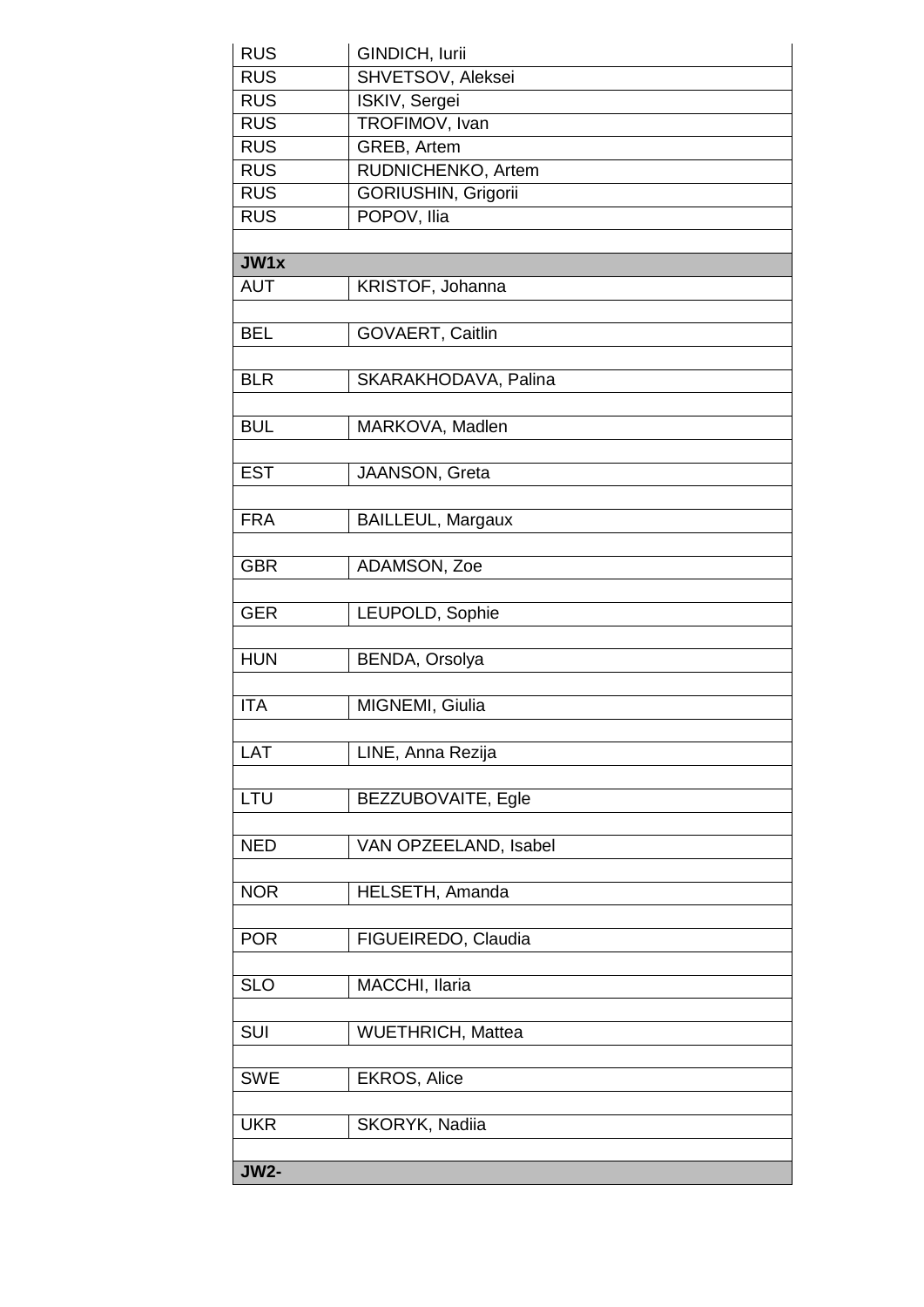| | |
|---|---|
| RUS | GINDICH, Iurii |
| RUS | SHVETSOV, Aleksei |
| RUS | ISKIV, Sergei |
| RUS | TROFIMOV, Ivan |
| RUS | GREB, Artem |
| RUS | RUDNICHENKO, Artem |
| RUS | GORIUSHIN, Grigorii |
| RUS | POPOV, Ilia |
| | |
| **JW1x** | |
| AUT | KRISTOF, Johanna |
| | |
| BEL | GOVAERT, Caitlin |
| | |
| BLR | SKARAKHODAVA, Palina |
| | |
| BUL | MARKOVA, Madlen |
| | |
| EST | JAANSON, Greta |
| | |
| FRA | BAILLEUL, Margaux |
| | |
| GBR | ADAMSON, Zoe |
| | |
| GER | LEUPOLD, Sophie |
| | |
| HUN | BENDA, Orsolya |
| | |
| ITA | MIGNEMI, Giulia |
| | |
| LAT | LINE, Anna Rezija |
| | |
| LTU | BEZZUBOVAITE, Egle |
| | |
| NED | VAN OPZEELAND, Isabel |
| | |
| NOR | HELSETH, Amanda |
| | |
| POR | FIGUEIREDO, Claudia |
| | |
| SLO | MACCHI, Ilaria |
| | |
| SUI | WUETHRICH, Mattea |
| | |
| SWE | EKROS, Alice |
| | |
| UKR | SKORYK, Nadiia |
| | |
| **JW2-** | |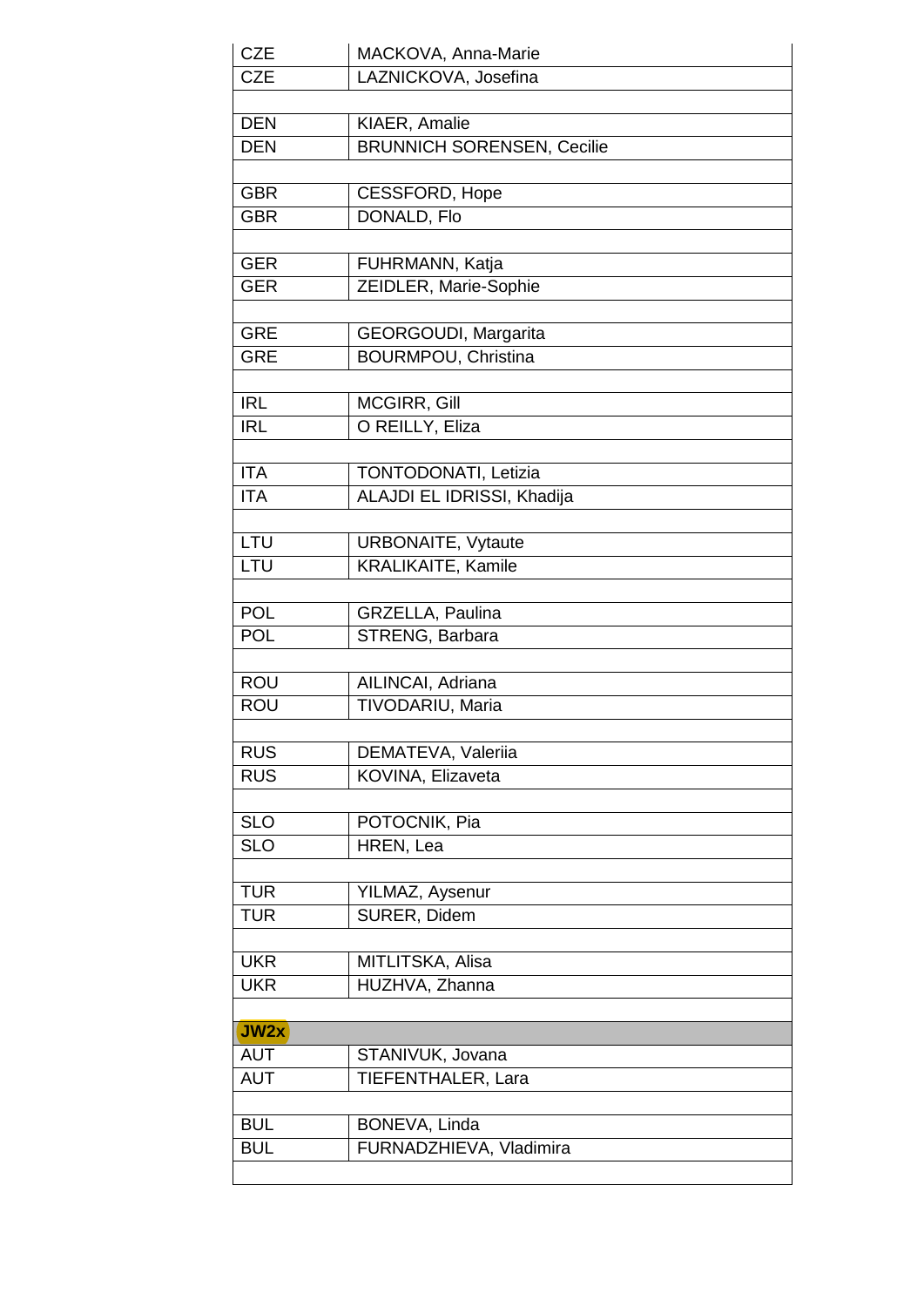| | |
|---|---|
| CZE | MACKOVA, Anna-Marie |
| CZE | LAZNICKOVA, Josefina |
| | |
| DEN | KIAER, Amalie |
| DEN | BRUNNICH SORENSEN, Cecilie |
| | |
| GBR | CESSFORD, Hope |
| GBR | DONALD, Flo |
| | |
| GER | FUHRMANN, Katja |
| GER | ZEIDLER, Marie-Sophie |
| | |
| GRE | GEORGOUDI, Margarita |
| GRE | BOURMPOU, Christina |
| | |
| IRL | MCGIRR, Gill |
| IRL | O REILLY, Eliza |
| | |
| ITA | TONTODONATI, Letizia |
| ITA | ALAJDI EL IDRISSI, Khadija |
| | |
| LTU | URBONAITE, Vytaute |
| LTU | KRALIKAITE, Kamile |
| | |
| POL | GRZELLA, Paulina |
| POL | STRENG, Barbara |
| | |
| ROU | AILINCAI, Adriana |
| ROU | TIVODARIU, Maria |
| | |
| RUS | DEMATEVA, Valeriia |
| RUS | KOVINA, Elizaveta |
| | |
| SLO | POTOCNIK, Pia |
| SLO | HREN, Lea |
| | |
| TUR | YILMAZ, Aysenur |
| TUR | SURER, Didem |
| | |
| UKR | MITLITSKA, Alisa |
| UKR | HUZHVA, Zhanna |
| | |
| **JW2x** | |
| AUT | STANIVUK, Jovana |
| AUT | TIEFENTHALER, Lara |
| | |
| BUL | BONEVA, Linda |
| BUL | FURNADZHIEVA, Vladimira |
| | |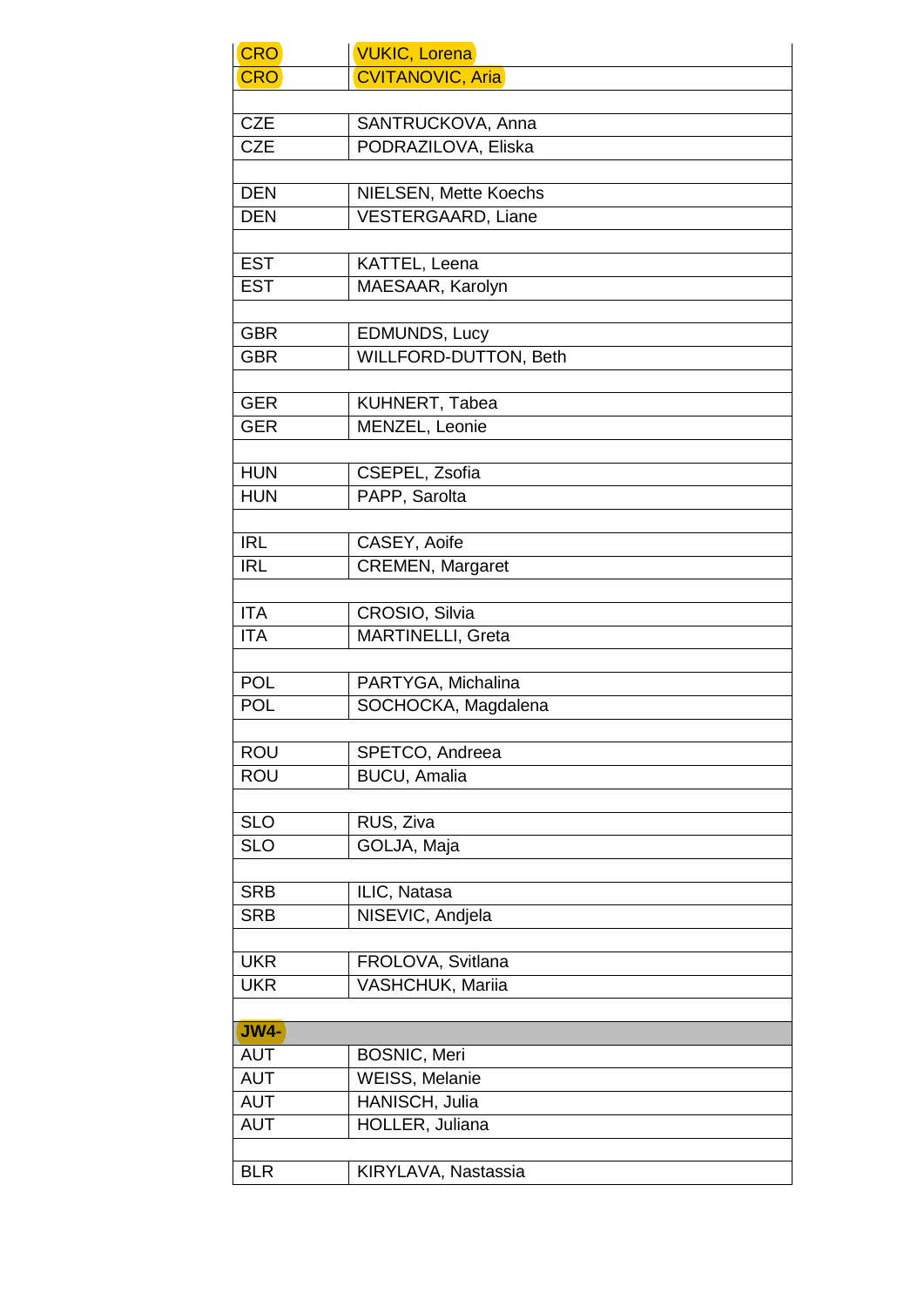| | |
|---|---|
| CRO | VUKIC, Lorena |
| CRO | CVITANOVIC, Aria |
| | |
| CZE | SANTRUCKOVA, Anna |
| CZE | PODRAZILOVA, Eliska |
| | |
| DEN | NIELSEN, Mette Koechs |
| DEN | VESTERGAARD, Liane |
| | |
| EST | KATTEL, Leena |
| EST | MAESAAR, Karolyn |
| | |
| GBR | EDMUNDS, Lucy |
| GBR | WILLFORD-DUTTON, Beth |
| | |
| GER | KUHNERT, Tabea |
| GER | MENZEL, Leonie |
| | |
| HUN | CSEPEL, Zsofia |
| HUN | PAPP, Sarolta |
| | |
| IRL | CASEY, Aoife |
| IRL | CREMEN, Margaret |
| | |
| ITA | CROSIO, Silvia |
| ITA | MARTINELLI, Greta |
| | |
| POL | PARTYGA, Michalina |
| POL | SOCHOCKA, Magdalena |
| | |
| ROU | SPETCO, Andreea |
| ROU | BUCU, Amalia |
| | |
| SLO | RUS, Ziva |
| SLO | GOLJA, Maja |
| | |
| SRB | ILIC, Natasa |
| SRB | NISEVIC, Andjela |
| | |
| UKR | FROLOVA, Svitlana |
| UKR | VASHCHUK, Mariia |
| | |
| **JW4-** | |
| AUT | BOSNIC, Meri |
| AUT | WEISS, Melanie |
| AUT | HANISCH, Julia |
| AUT | HOLLER, Juliana |
| | |
| BLR | KIRYLAVA, Nastassia |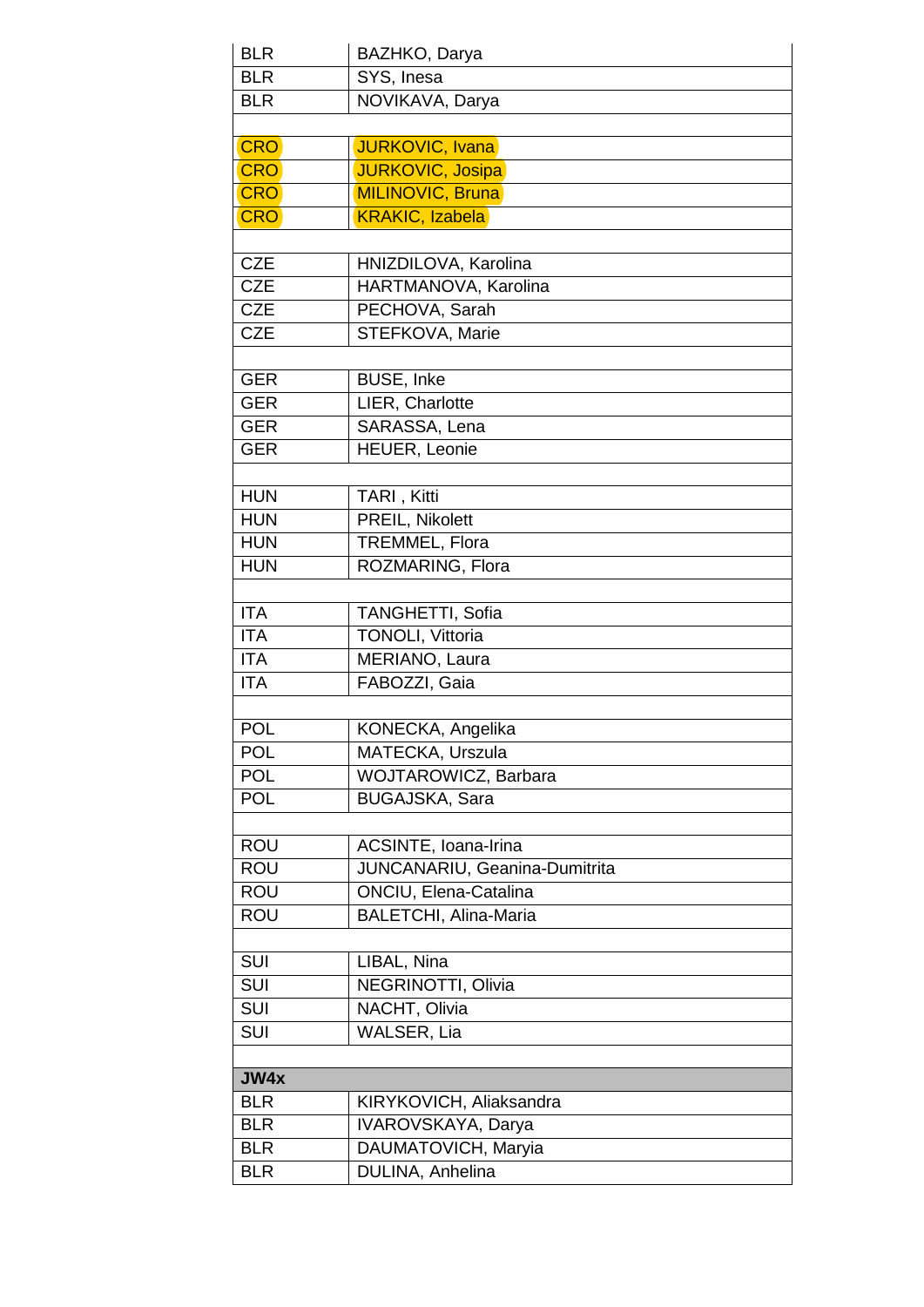| | |
|---|---|
| BLR | BAZHKO, Darya |
| BLR | SYS, Inesa |
| BLR | NOVIKAVA, Darya |
| | |
| CRO | JURKOVIC, Ivana |
| CRO | JURKOVIC, Josipa |
| CRO | MILINOVIC, Bruna |
| CRO | KRAKIC, Izabela |
| | |
| CZE | HNIZDILOVA, Karolina |
| CZE | HARTMANOVA, Karolina |
| CZE | PECHOVA, Sarah |
| CZE | STEFKOVA, Marie |
| | |
| GER | BUSE, Inke |
| GER | LIER, Charlotte |
| GER | SARASSA, Lena |
| GER | HEUER, Leonie |
| | |
| HUN | TARI , Kitti |
| HUN | PREIL, Nikolett |
| HUN | TREMMEL, Flora |
| HUN | ROZMARING, Flora |
| | |
| ITA | TANGHETTI, Sofia |
| ITA | TONOLI, Vittoria |
| ITA | MERIANO, Laura |
| ITA | FABOZZI, Gaia |
| | |
| POL | KONECKA, Angelika |
| POL | MATECKA, Urszula |
| POL | WOJTAROWICZ, Barbara |
| POL | BUGAJSKA, Sara |
| | |
| ROU | ACSINTE, Ioana-Irina |
| ROU | JUNCANARIU, Geanina-Dumitrita |
| ROU | ONCIU, Elena-Catalina |
| ROU | BALETCHI, Alina-Maria |
| | |
| SUI | LIBAL, Nina |
| SUI | NEGRINOTTI, Olivia |
| SUI | NACHT, Olivia |
| SUI | WALSER, Lia |
| | |
| **JW4x** | |
| BLR | KIRYKOVICH, Aliaksandra |
| BLR | IVAROVSKAYA, Darya |
| BLR | DAUMATOVICH, Maryia |
| BLR | DULINA, Anhelina |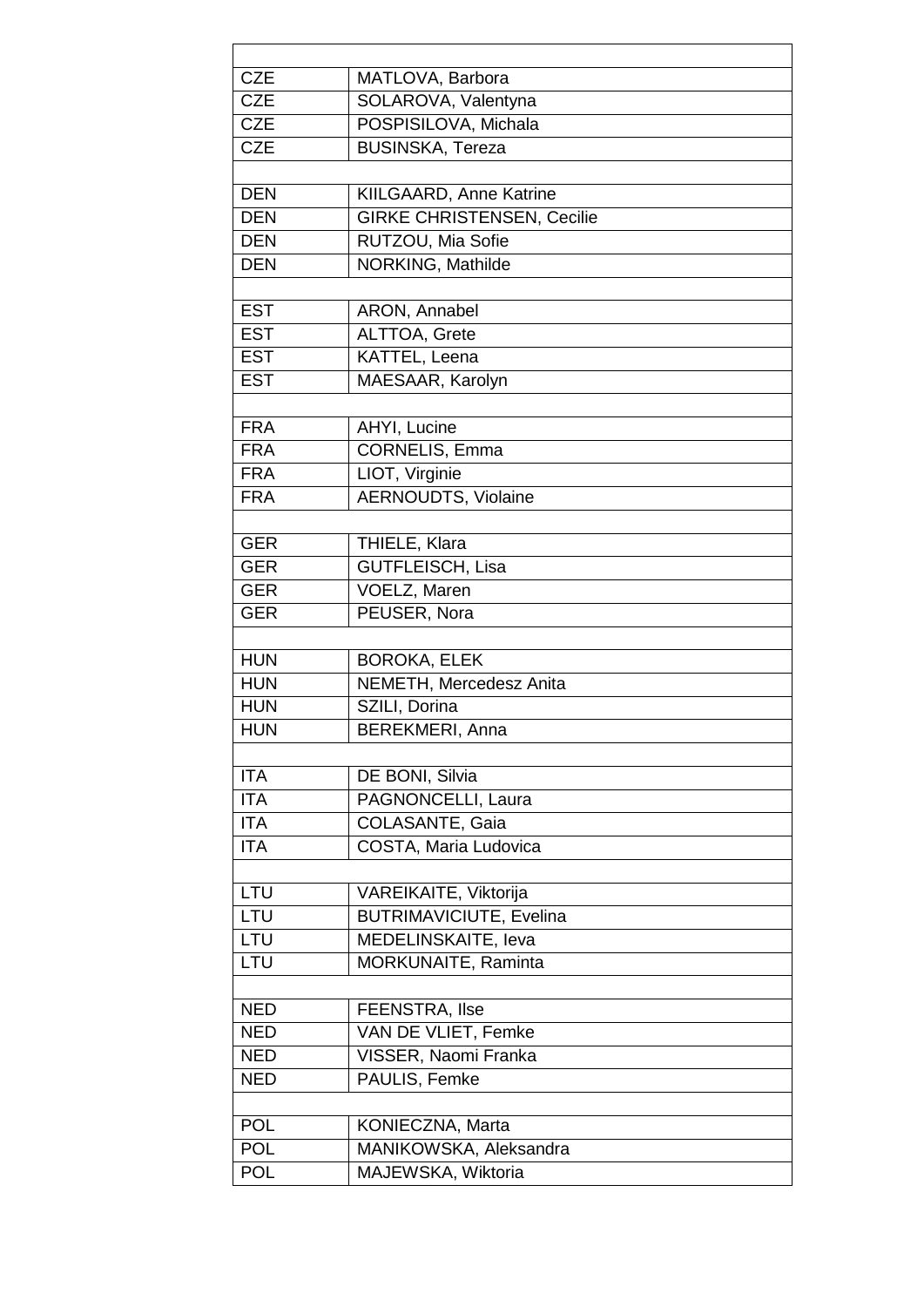| | |
|---|---|
| CZE | MATLOVA, Barbora |
| CZE | SOLAROVA, Valentyna |
| CZE | POSPISILOVA, Michala |
| CZE | BUSINSKA, Tereza |
| | |
| DEN | KIILGAARD, Anne Katrine |
| DEN | GIRKE CHRISTENSEN, Cecilie |
| DEN | RUTZOU, Mia Sofie |
| DEN | NORKING, Mathilde |
| | |
| EST | ARON, Annabel |
| EST | ALTTOA, Grete |
| EST | KATTEL, Leena |
| EST | MAESAAR, Karolyn |
| | |
| FRA | AHYI, Lucine |
| FRA | CORNELIS, Emma |
| FRA | LIOT, Virginie |
| FRA | AERNOUDTS, Violaine |
| | |
| GER | THIELE, Klara |
| GER | GUTFLEISCH, Lisa |
| GER | VOELZ, Maren |
| GER | PEUSER, Nora |
| | |
| HUN | BOROKA, ELEK |
| HUN | NEMETH, Mercedesz Anita |
| HUN | SZILI, Dorina |
| HUN | BEREKMERI, Anna |
| | |
| ITA | DE BONI, Silvia |
| ITA | PAGNONCELLI, Laura |
| ITA | COLASANTE, Gaia |
| ITA | COSTA, Maria Ludovica |
| | |
| LTU | VAREIKAITE, Viktorija |
| LTU | BUTRIMAVICIUTE, Evelina |
| LTU | MEDELINSKAITE, Ieva |
| LTU | MORKUNAITE, Raminta |
| | |
| NED | FEENSTRA, Ilse |
| NED | VAN DE VLIET, Femke |
| NED | VISSER, Naomi Franka |
| NED | PAULIS, Femke |
| | |
| POL | KONIECZNA, Marta |
| POL | MANIKOWSKA, Aleksandra |
| POL | MAJEWSKA, Wiktoria |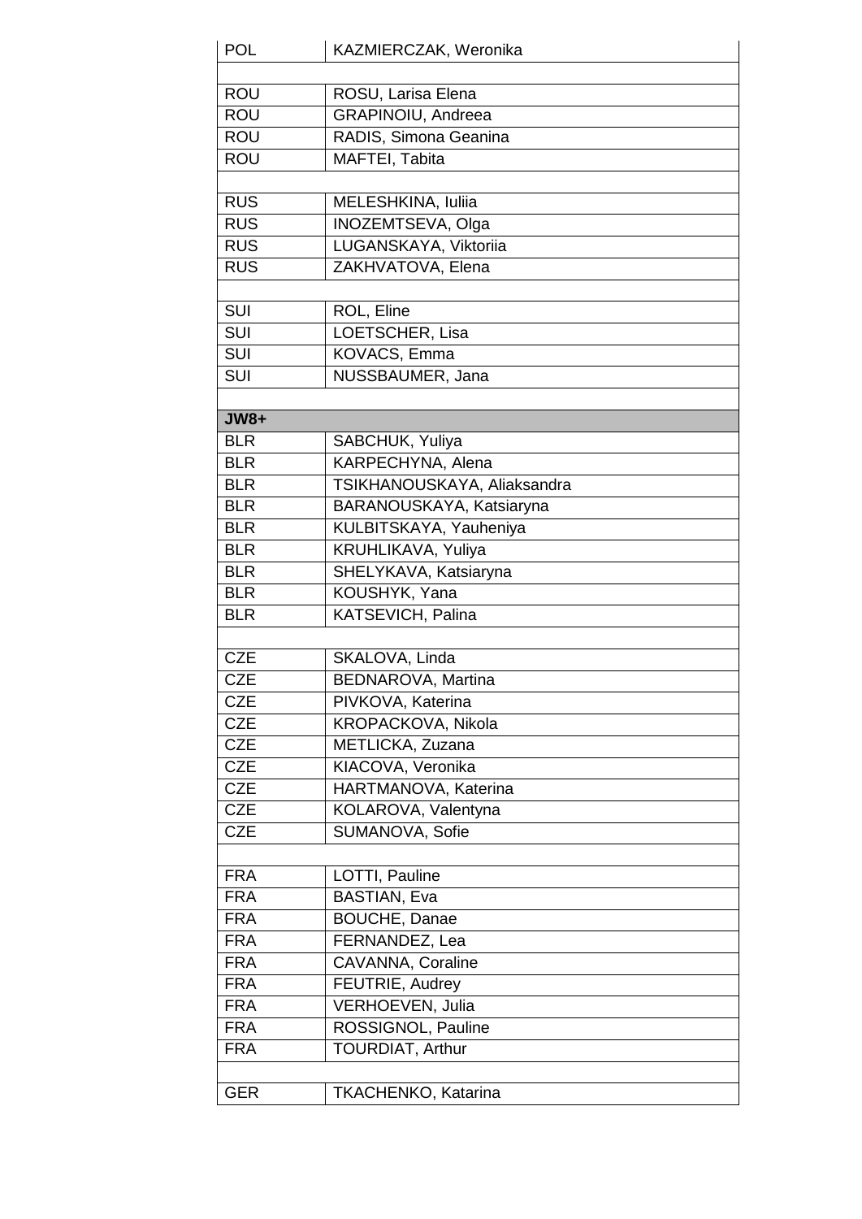| | |
|---|---|
| POL | KAZMIERCZAK, Weronika |
| | |
| ROU | ROSU, Larisa Elena |
| ROU | GRAPINOIU, Andreea |
| ROU | RADIS, Simona Geanina |
| ROU | MAFTEI, Tabita |
| | |
| RUS | MELESHKINA, Iuliia |
| RUS | INOZEMTSEVA, Olga |
| RUS | LUGANSKAYA, Viktoriia |
| RUS | ZAKHVATOVA, Elena |
| | |
| SUI | ROL, Eline |
| SUI | LOETSCHER, Lisa |
| SUI | KOVACS, Emma |
| SUI | NUSSBAUMER, Jana |
| | |
| **JW8+** | |
| BLR | SABCHUK, Yuliya |
| BLR | KARPECHYNA, Alena |
| BLR | TSIKHANOUSKAYA, Aliaksandra |
| BLR | BARANOUSKAYA, Katsiaryna |
| BLR | KULBITSKAYA, Yauheniya |
| BLR | KRUHLIKAVA, Yuliya |
| BLR | SHELYKAVA, Katsiaryna |
| BLR | KOUSHYK, Yana |
| BLR | KATSEVICH, Palina |
| | |
| CZE | SKALOVA, Linda |
| CZE | BEDNAROVA, Martina |
| CZE | PIVKOVA, Katerina |
| CZE | KROPACKOVA, Nikola |
| CZE | METLICKA, Zuzana |
| CZE | KIACOVA, Veronika |
| CZE | HARTMANOVA, Katerina |
| CZE | KOLAROVA, Valentyna |
| CZE | SUMANOVA, Sofie |
| | |
| FRA | LOTTI, Pauline |
| FRA | BASTIAN, Eva |
| FRA | BOUCHE, Danae |
| FRA | FERNANDEZ, Lea |
| FRA | CAVANNA, Coraline |
| FRA | FEUTRIE, Audrey |
| FRA | VERHOEVEN, Julia |
| FRA | ROSSIGNOL, Pauline |
| FRA | TOURDIAT, Arthur |
| | |
| GER | TKACHENKO, Katarina |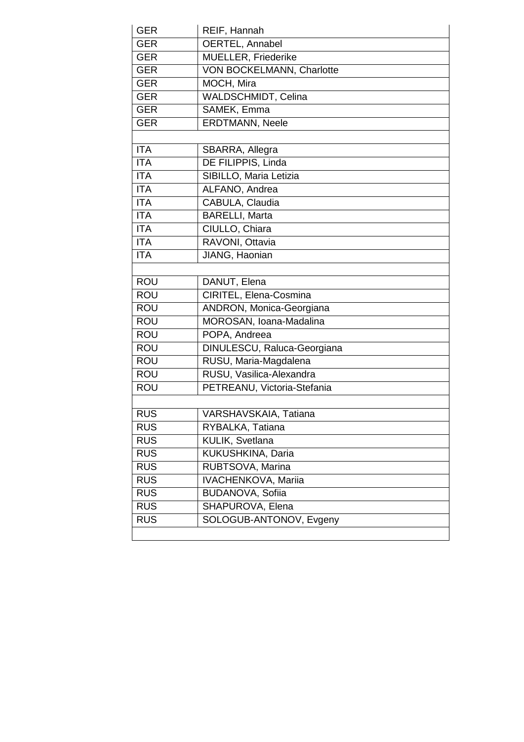| | |
|---|---|
| GER | REIF, Hannah |
| GER | OERTEL, Annabel |
| GER | MUELLER, Friederike |
| GER | VON BOCKELMANN, Charlotte |
| GER | MOCH, Mira |
| GER | WALDSCHMIDT, Celina |
| GER | SAMEK, Emma |
| GER | ERDTMANN, Neele |
| | |
| ITA | SBARRA, Allegra |
| ITA | DE FILIPPIS, Linda |
| ITA | SIBILLO, Maria Letizia |
| ITA | ALFANO, Andrea |
| ITA | CABULA, Claudia |
| ITA | BARELLI, Marta |
| ITA | CIULLO, Chiara |
| ITA | RAVONI, Ottavia |
| ITA | JIANG, Haonian |
| | |
| ROU | DANUT, Elena |
| ROU | CIRITEL, Elena-Cosmina |
| ROU | ANDRON, Monica-Georgiana |
| ROU | MOROSAN, Ioana-Madalina |
| ROU | POPA, Andreea |
| ROU | DINULESCU, Raluca-Georgiana |
| ROU | RUSU, Maria-Magdalena |
| ROU | RUSU, Vasilica-Alexandra |
| ROU | PETREANU, Victoria-Stefania |
| | |
| RUS | VARSHAVSKAIA, Tatiana |
| RUS | RYBALKA, Tatiana |
| RUS | KULIK, Svetlana |
| RUS | KUKUSHKINA, Daria |
| RUS | RUBTSOVA, Marina |
| RUS | IVACHENKOVA, Mariia |
| RUS | BUDANOVA, Sofiia |
| RUS | SHAPUROVA, Elena |
| RUS | SOLOGUB-ANTONOV, Evgeny |